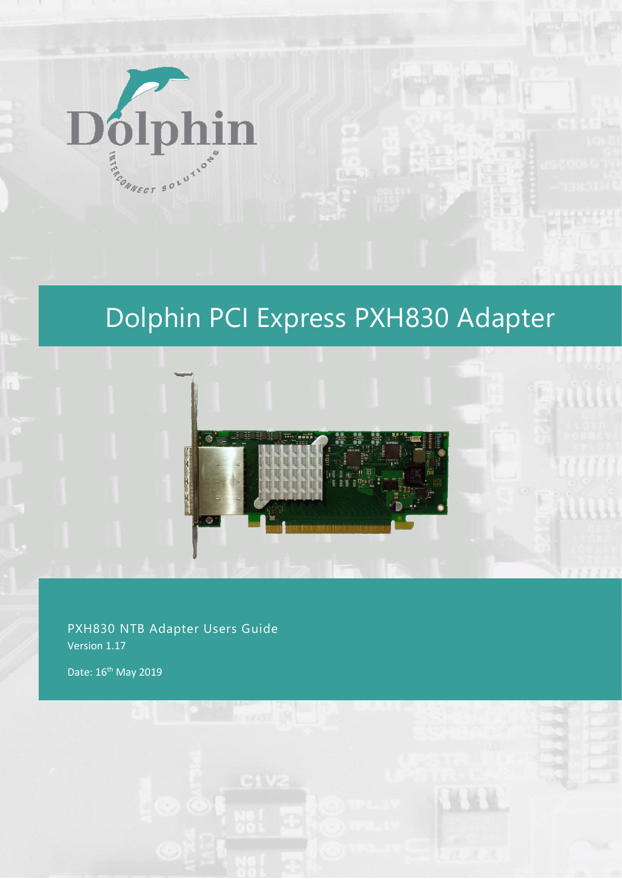Dolphin

INTERCONNECT SOLUTIONS

# Dolphin PCI Express PXH830 Adapter

PXH830 NTB Adapter Users Guide

Version 1.17

Date: 16th May 2019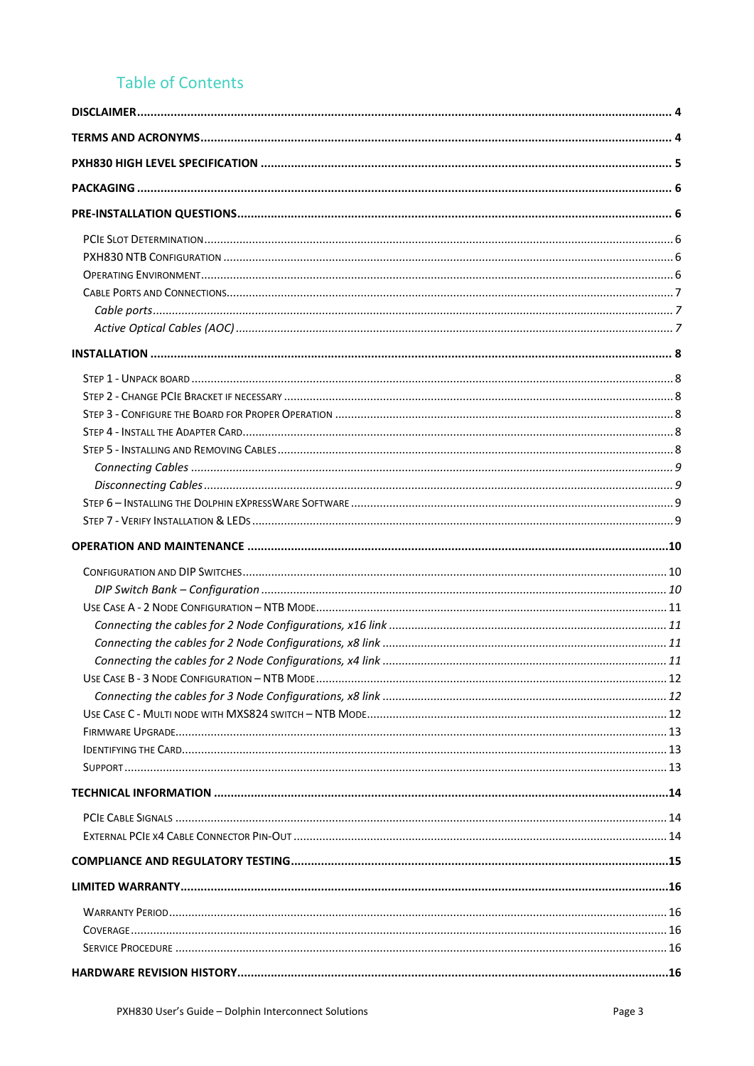## Table of Contents

**DISCLAIMER** .... 4

**TERMS AND ACRONYMS** .... 4

**PXH830 HIGH LEVEL SPECIFICATION** .... 5

**PACKAGING** .... 6

**PRE-INSTALLATION QUESTIONS** .... 6

- PCIe Slot Determination .... 6
- PXH830 NTB Configuration .... 6
- Operating Environment .... 6
- Cable Ports and Connections .... 7
  - *Cable ports* .... 7
  - *Active Optical Cables (AOC)* .... 7

**INSTALLATION** .... 8

- Step 1 - Unpack board .... 8
- Step 2 - Change PCIe Bracket if necessary .... 8
- Step 3 - Configure the Board for Proper Operation .... 8
- Step 4 - Install the Adapter Card .... 8
- Step 5 - Installing and Removing Cables .... 8
  - *Connecting Cables* .... 9
  - *Disconnecting Cables* .... 9
- Step 6 – Installing the Dolphin eXpressWare Software .... 9
- Step 7 - Verify Installation & LEDs .... 9

**OPERATION AND MAINTENANCE** .... 10

- Configuration and DIP Switches .... 10
  - *DIP Switch Bank – Configuration* .... 10
- Use Case A - 2 Node Configuration – NTB Mode .... 11
  - *Connecting the cables for 2 Node Configurations, x16 link* .... 11
  - *Connecting the cables for 2 Node Configurations, x8 link* .... 11
  - *Connecting the cables for 2 Node Configurations, x4 link* .... 11
- Use Case B - 3 Node Configuration – NTB Mode .... 12
  - *Connecting the cables for 3 Node Configurations, x8 link* .... 12
- Use Case C - Multi node with MXS824 switch – NTB Mode .... 12
- Firmware Upgrade .... 13
- Identifying the Card .... 13
- Support .... 13

**TECHNICAL INFORMATION** .... 14

- PCIe Cable Signals .... 14
- External PCIe x4 Cable Connector Pin-Out .... 14

**COMPLIANCE AND REGULATORY TESTING** .... 15

**LIMITED WARRANTY** .... 16

- Warranty Period .... 16
- Coverage .... 16
- Service Procedure .... 16

**HARDWARE REVISION HISTORY** .... 16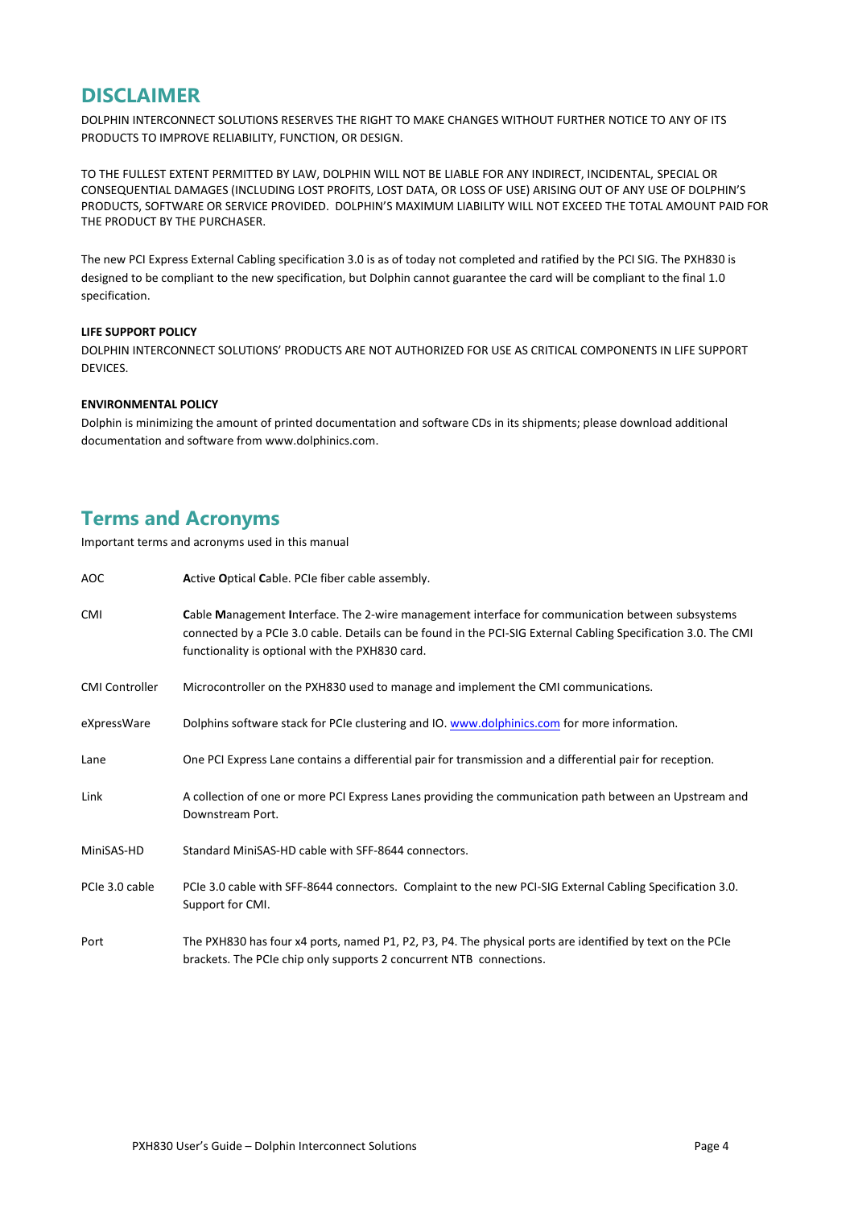## DISCLAIMER

DOLPHIN INTERCONNECT SOLUTIONS RESERVES THE RIGHT TO MAKE CHANGES WITHOUT FURTHER NOTICE TO ANY OF ITS PRODUCTS TO IMPROVE RELIABILITY, FUNCTION, OR DESIGN.

TO THE FULLEST EXTENT PERMITTED BY LAW, DOLPHIN WILL NOT BE LIABLE FOR ANY INDIRECT, INCIDENTAL, SPECIAL OR CONSEQUENTIAL DAMAGES (INCLUDING LOST PROFITS, LOST DATA, OR LOSS OF USE) ARISING OUT OF ANY USE OF DOLPHIN'S PRODUCTS, SOFTWARE OR SERVICE PROVIDED. DOLPHIN'S MAXIMUM LIABILITY WILL NOT EXCEED THE TOTAL AMOUNT PAID FOR THE PRODUCT BY THE PURCHASER.

The new PCI Express External Cabling specification 3.0 is as of today not completed and ratified by the PCI SIG. The PXH830 is designed to be compliant to the new specification, but Dolphin cannot guarantee the card will be compliant to the final 1.0 specification.

**LIFE SUPPORT POLICY**

DOLPHIN INTERCONNECT SOLUTIONS' PRODUCTS ARE NOT AUTHORIZED FOR USE AS CRITICAL COMPONENTS IN LIFE SUPPORT DEVICES.

**ENVIRONMENTAL POLICY**

Dolphin is minimizing the amount of printed documentation and software CDs in its shipments; please download additional documentation and software from www.dolphinics.com.

## Terms and Acronyms

Important terms and acronyms used in this manual

| | |
|---|---|
| AOC | **A**ctive **O**ptical **C**able. PCIe fiber cable assembly. |
| CMI | **C**able **M**anagement **I**nterface. The 2-wire management interface for communication between subsystems connected by a PCIe 3.0 cable. Details can be found in the PCI-SIG External Cabling Specification 3.0. The CMI functionality is optional with the PXH830 card. |
| CMI Controller | Microcontroller on the PXH830 used to manage and implement the CMI communications. |
| eXpressWare | Dolphins software stack for PCIe clustering and IO. www.dolphinics.com for more information. |
| Lane | One PCI Express Lane contains a differential pair for transmission and a differential pair for reception. |
| Link | A collection of one or more PCI Express Lanes providing the communication path between an Upstream and Downstream Port. |
| MiniSAS-HD | Standard MiniSAS-HD cable with SFF-8644 connectors. |
| PCIe 3.0 cable | PCIe 3.0 cable with SFF-8644 connectors. Complaint to the new PCI-SIG External Cabling Specification 3.0. Support for CMI. |
| Port | The PXH830 has four x4 ports, named P1, P2, P3, P4. The physical ports are identified by text on the PCIe brackets. The PCIe chip only supports 2 concurrent NTB connections. |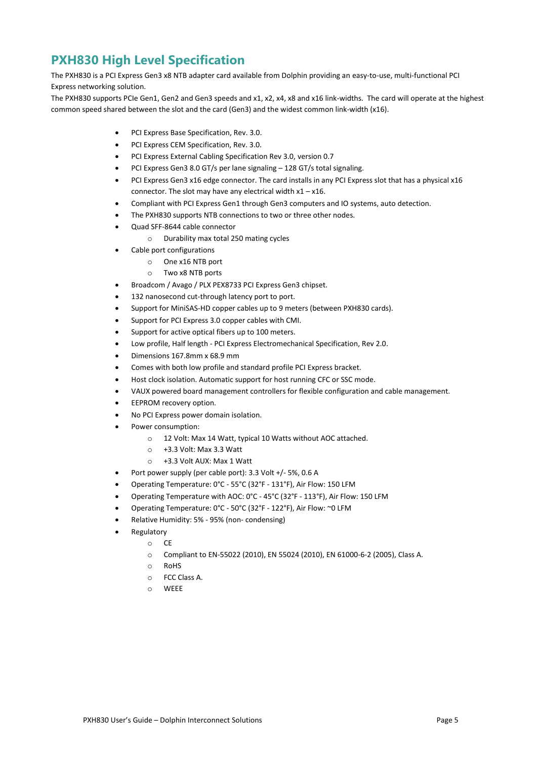# PXH830 High Level Specification

The PXH830 is a PCI Express Gen3 x8 NTB adapter card available from Dolphin providing an easy-to-use, multi-functional PCI Express networking solution.

The PXH830 supports PCIe Gen1, Gen2 and Gen3 speeds and x1, x2, x4, x8 and x16 link-widths. The card will operate at the highest common speed shared between the slot and the card (Gen3) and the widest common link-width (x16).

- PCI Express Base Specification, Rev. 3.0.
- PCI Express CEM Specification, Rev. 3.0.
- PCI Express External Cabling Specification Rev 3.0, version 0.7
- PCI Express Gen3 8.0 GT/s per lane signaling – 128 GT/s total signaling.
- PCI Express Gen3 x16 edge connector. The card installs in any PCI Express slot that has a physical x16 connector. The slot may have any electrical width x1 – x16.
- Compliant with PCI Express Gen1 through Gen3 computers and IO systems, auto detection.
- The PXH830 supports NTB connections to two or three other nodes.
- Quad SFF-8644 cable connector
  - Durability max total 250 mating cycles
- Cable port configurations
  - One x16 NTB port
  - Two x8 NTB ports
- Broadcom / Avago / PLX PEX8733 PCI Express Gen3 chipset.
- 132 nanosecond cut-through latency port to port.
- Support for MiniSAS-HD copper cables up to 9 meters (between PXH830 cards).
- Support for PCI Express 3.0 copper cables with CMI.
- Support for active optical fibers up to 100 meters.
- Low profile, Half length - PCI Express Electromechanical Specification, Rev 2.0.
- Dimensions 167.8mm x 68.9 mm
- Comes with both low profile and standard profile PCI Express bracket.
- Host clock isolation. Automatic support for host running CFC or SSC mode.
- VAUX powered board management controllers for flexible configuration and cable management.
- EEPROM recovery option.
- No PCI Express power domain isolation.
- Power consumption:
  - 12 Volt: Max 14 Watt, typical 10 Watts without AOC attached.
  - +3.3 Volt: Max 3.3 Watt
  - +3.3 Volt AUX: Max 1 Watt
- Port power supply (per cable port): 3.3 Volt +/- 5%, 0.6 A
- Operating Temperature: 0°C - 55°C (32°F - 131°F), Air Flow: 150 LFM
- Operating Temperature with AOC: 0°C - 45°C (32°F - 113°F), Air Flow: 150 LFM
- Operating Temperature: 0°C - 50°C (32°F - 122°F), Air Flow: ~0 LFM
- Relative Humidity: 5% - 95% (non- condensing)
- Regulatory
  - CE
  - Compliant to EN-55022 (2010), EN 55024 (2010), EN 61000-6-2 (2005), Class A.
  - RoHS
  - FCC Class A.
  - WEEE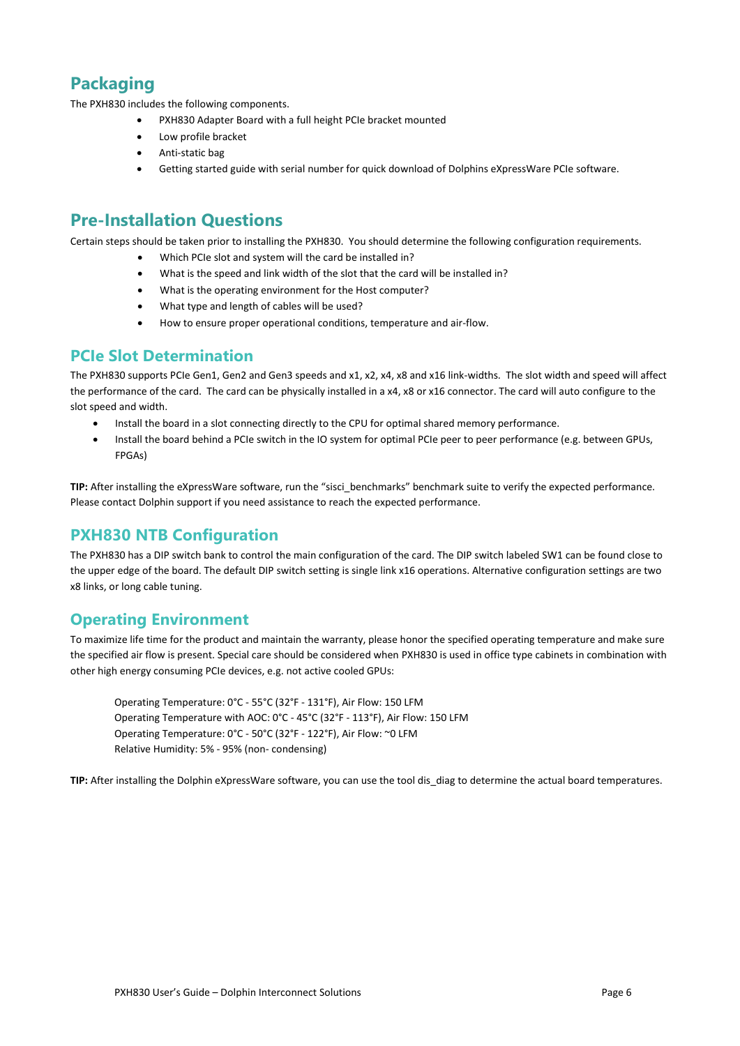## Packaging

The PXH830 includes the following components.

- PXH830 Adapter Board with a full height PCIe bracket mounted
- Low profile bracket
- Anti-static bag
- Getting started guide with serial number for quick download of Dolphins eXpressWare PCIe software.

## Pre-Installation Questions

Certain steps should be taken prior to installing the PXH830. You should determine the following configuration requirements.

- Which PCIe slot and system will the card be installed in?
- What is the speed and link width of the slot that the card will be installed in?
- What is the operating environment for the Host computer?
- What type and length of cables will be used?
- How to ensure proper operational conditions, temperature and air-flow.

### PCIe Slot Determination

The PXH830 supports PCIe Gen1, Gen2 and Gen3 speeds and x1, x2, x4, x8 and x16 link-widths. The slot width and speed will affect the performance of the card. The card can be physically installed in a x4, x8 or x16 connector. The card will auto configure to the slot speed and width.

- Install the board in a slot connecting directly to the CPU for optimal shared memory performance.
- Install the board behind a PCIe switch in the IO system for optimal PCIe peer to peer performance (e.g. between GPUs, FPGAs)

**TIP:** After installing the eXpressWare software, run the "sisci_benchmarks" benchmark suite to verify the expected performance. Please contact Dolphin support if you need assistance to reach the expected performance.

### PXH830 NTB Configuration

The PXH830 has a DIP switch bank to control the main configuration of the card. The DIP switch labeled SW1 can be found close to the upper edge of the board. The default DIP switch setting is single link x16 operations. Alternative configuration settings are two x8 links, or long cable tuning.

### Operating Environment

To maximize life time for the product and maintain the warranty, please honor the specified operating temperature and make sure the specified air flow is present. Special care should be considered when PXH830 is used in office type cabinets in combination with other high energy consuming PCIe devices, e.g. not active cooled GPUs:

Operating Temperature: 0°C - 55°C (32°F - 131°F), Air Flow: 150 LFM
Operating Temperature with AOC: 0°C - 45°C (32°F - 113°F), Air Flow: 150 LFM
Operating Temperature: 0°C - 50°C (32°F - 122°F), Air Flow: ~0 LFM
Relative Humidity: 5% - 95% (non- condensing)

**TIP:** After installing the Dolphin eXpressWare software, you can use the tool dis_diag to determine the actual board temperatures.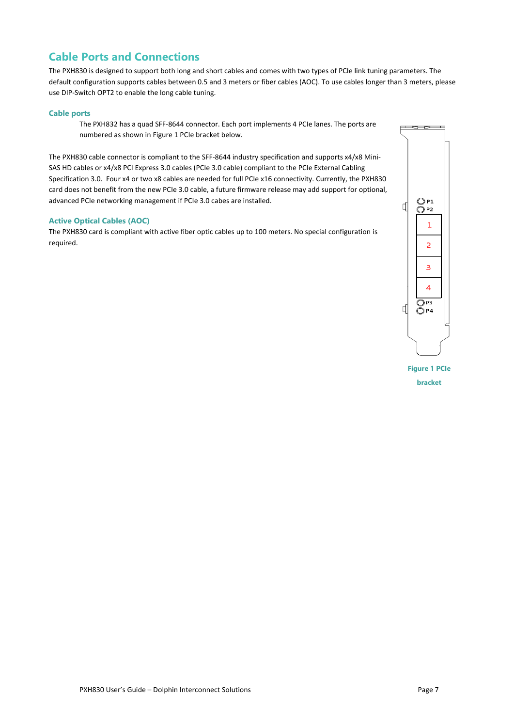## Cable Ports and Connections

The PXH830 is designed to support both long and short cables and comes with two types of PCIe link tuning parameters. The default configuration supports cables between 0.5 and 3 meters or fiber cables (AOC). To use cables longer than 3 meters, please use DIP-Switch OPT2 to enable the long cable tuning.

### Cable ports

The PXH832 has a quad SFF-8644 connector. Each port implements 4 PCIe lanes. The ports are numbered as shown in Figure 1 PCIe bracket below.

The PXH830 cable connector is compliant to the SFF-8644 industry specification and supports x4/x8 Mini-SAS HD cables or x4/x8 PCI Express 3.0 cables (PCIe 3.0 cable) compliant to the PCIe External Cabling Specification 3.0. Four x4 or two x8 cables are needed for full PCIe x16 connectivity. Currently, the PXH830 card does not benefit from the new PCIe 3.0 cable, a future firmware release may add support for optional, advanced PCIe networking management if PCIe 3.0 cabes are installed.

P1
P2
1
2
3
4
P3
P4

Figure 1 PCIe bracket

### Active Optical Cables (AOC)

The PXH830 card is compliant with active fiber optic cables up to 100 meters. No special configuration is required.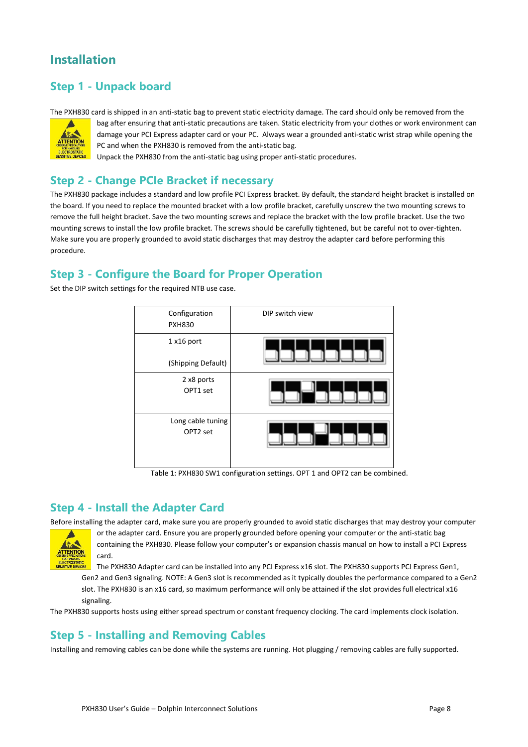# Installation

## Step 1 - Unpack board

The PXH830 card is shipped in an anti-static bag to prevent static electricity damage. The card should only be removed from the bag after ensuring that anti-static precautions are taken. Static electricity from your clothes or work environment can damage your PCI Express adapter card or your PC. Always wear a grounded anti-static wrist strap while opening the PC and when the PXH830 is removed from the anti-static bag.

Unpack the PXH830 from the anti-static bag using proper anti-static procedures.

## Step 2 - Change PCIe Bracket if necessary

The PXH830 package includes a standard and low profile PCI Express bracket. By default, the standard height bracket is installed on the board. If you need to replace the mounted bracket with a low profile bracket, carefully unscrew the two mounting screws to remove the full height bracket. Save the two mounting screws and replace the bracket with the low profile bracket. Use the two mounting screws to install the low profile bracket. The screws should be carefully tightened, but be careful not to over-tighten. Make sure you are properly grounded to avoid static discharges that may destroy the adapter card before performing this procedure.

## Step 3 - Configure the Board for Proper Operation

Set the DIP switch settings for the required NTB use case.

| Configuration PXH830 | DIP switch view |
|---|---|
| 1 x16 port (Shipping Default) | |
| 2 x8 ports OPT1 set | |
| Long cable tuning OPT2 set | |

Table 1: PXH830 SW1 configuration settings. OPT 1 and OPT2 can be combined.

## Step 4 - Install the Adapter Card

Before installing the adapter card, make sure you are properly grounded to avoid static discharges that may destroy your computer or the adapter card. Ensure you are properly grounded before opening your computer or the anti-static bag containing the PXH830. Please follow your computer's or expansion chassis manual on how to install a PCI Express card.

The PXH830 Adapter card can be installed into any PCI Express x16 slot. The PXH830 supports PCI Express Gen1, Gen2 and Gen3 signaling. NOTE: A Gen3 slot is recommended as it typically doubles the performance compared to a Gen2 slot. The PXH830 is an x16 card, so maximum performance will only be attained if the slot provides full electrical x16 signaling.

The PXH830 supports hosts using either spread spectrum or constant frequency clocking. The card implements clock isolation.

## Step 5 - Installing and Removing Cables

Installing and removing cables can be done while the systems are running. Hot plugging / removing cables are fully supported.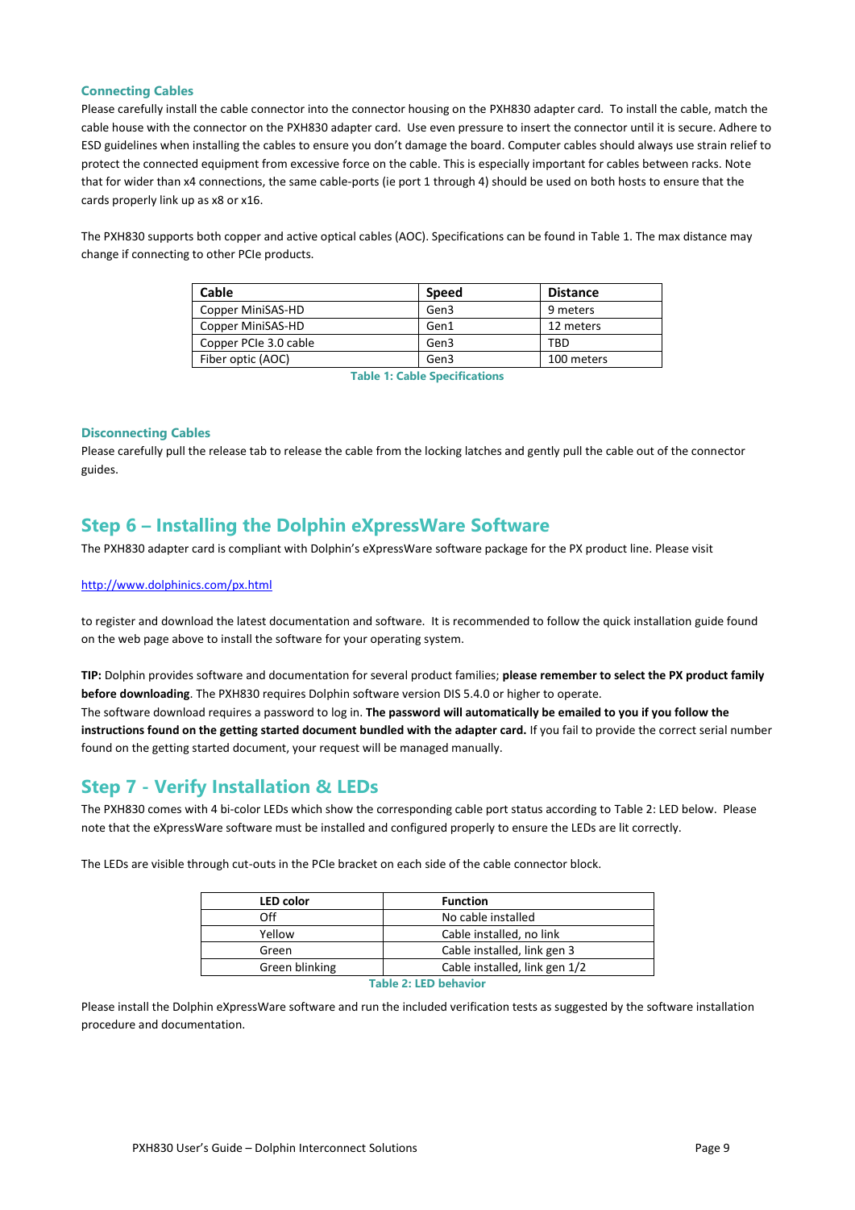### Connecting Cables

Please carefully install the cable connector into the connector housing on the PXH830 adapter card. To install the cable, match the cable house with the connector on the PXH830 adapter card. Use even pressure to insert the connector until it is secure. Adhere to ESD guidelines when installing the cables to ensure you don't damage the board. Computer cables should always use strain relief to protect the connected equipment from excessive force on the cable. This is especially important for cables between racks. Note that for wider than x4 connections, the same cable-ports (ie port 1 through 4) should be used on both hosts to ensure that the cards properly link up as x8 or x16.

The PXH830 supports both copper and active optical cables (AOC). Specifications can be found in Table 1. The max distance may change if connecting to other PCIe products.

| Cable | Speed | Distance |
|---|---|---|
| Copper MiniSAS-HD | Gen3 | 9 meters |
| Copper MiniSAS-HD | Gen1 | 12 meters |
| Copper PCIe 3.0 cable | Gen3 | TBD |
| Fiber optic (AOC) | Gen3 | 100 meters |

**Table 1: Cable Specifications**

### Disconnecting Cables

Please carefully pull the release tab to release the cable from the locking latches and gently pull the cable out of the connector guides.

## Step 6 – Installing the Dolphin eXpressWare Software

The PXH830 adapter card is compliant with Dolphin's eXpressWare software package for the PX product line. Please visit

http://www.dolphinics.com/px.html

to register and download the latest documentation and software. It is recommended to follow the quick installation guide found on the web page above to install the software for your operating system.

**TIP:** Dolphin provides software and documentation for several product families; **please remember to select the PX product family before downloading**. The PXH830 requires Dolphin software version DIS 5.4.0 or higher to operate.
The software download requires a password to log in. **The password will automatically be emailed to you if you follow the instructions found on the getting started document bundled with the adapter card.** If you fail to provide the correct serial number found on the getting started document, your request will be managed manually.

## Step 7 - Verify Installation & LEDs

The PXH830 comes with 4 bi-color LEDs which show the corresponding cable port status according to Table 2: LED below. Please note that the eXpressWare software must be installed and configured properly to ensure the LEDs are lit correctly.

The LEDs are visible through cut-outs in the PCIe bracket on each side of the cable connector block.

| LED color | Function |
|---|---|
| Off | No cable installed |
| Yellow | Cable installed, no link |
| Green | Cable installed, link gen 3 |
| Green blinking | Cable installed, link gen 1/2 |

**Table 2: LED behavior**

Please install the Dolphin eXpressWare software and run the included verification tests as suggested by the software installation procedure and documentation.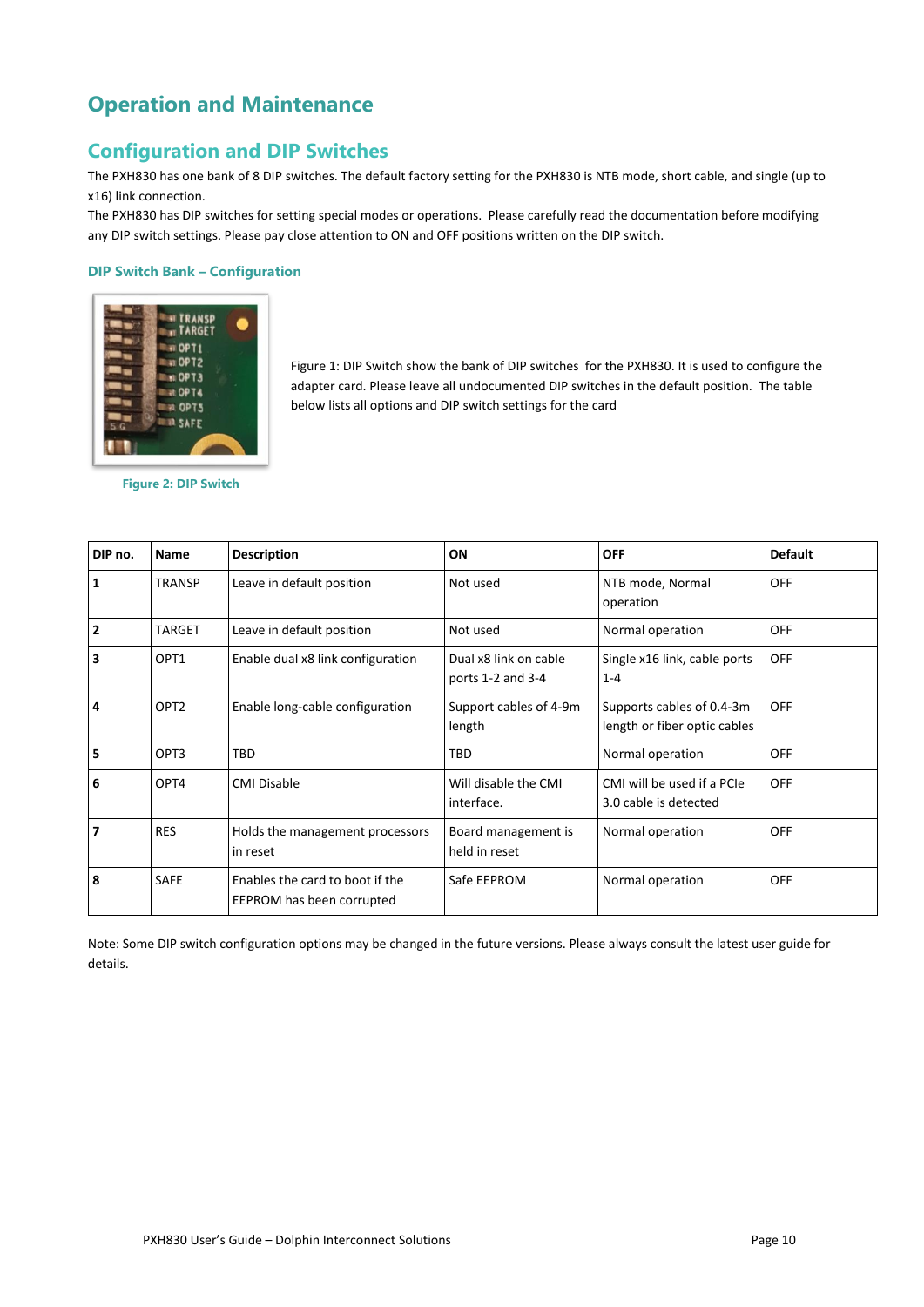# Operation and Maintenance

## Configuration and DIP Switches

The PXH830 has one bank of 8 DIP switches. The default factory setting for the PXH830 is NTB mode, short cable, and single (up to x16) link connection.

The PXH830 has DIP switches for setting special modes or operations. Please carefully read the documentation before modifying any DIP switch settings. Please pay close attention to ON and OFF positions written on the DIP switch.

### DIP Switch Bank – Configuration

Figure 2: DIP Switch

Figure 1: DIP Switch show the bank of DIP switches for the PXH830. It is used to configure the adapter card. Please leave all undocumented DIP switches in the default position. The table below lists all options and DIP switch settings for the card

| DIP no. | Name | Description | ON | OFF | Default |
|---|---|---|---|---|---|
| **1** | TRANSP | Leave in default position | Not used | NTB mode, Normal operation | OFF |
| **2** | TARGET | Leave in default position | Not used | Normal operation | OFF |
| **3** | OPT1 | Enable dual x8 link configuration | Dual x8 link on cable ports 1-2 and 3-4 | Single x16 link, cable ports 1-4 | OFF |
| **4** | OPT2 | Enable long-cable configuration | Support cables of 4-9m length | Supports cables of 0.4-3m length or fiber optic cables | OFF |
| **5** | OPT3 | TBD | TBD | Normal operation | OFF |
| **6** | OPT4 | CMI Disable | Will disable the CMI interface. | CMI will be used if a PCIe 3.0 cable is detected | OFF |
| **7** | RES | Holds the management processors in reset | Board management is held in reset | Normal operation | OFF |
| **8** | SAFE | Enables the card to boot if the EEPROM has been corrupted | Safe EEPROM | Normal operation | OFF |

Note: Some DIP switch configuration options may be changed in the future versions. Please always consult the latest user guide for details.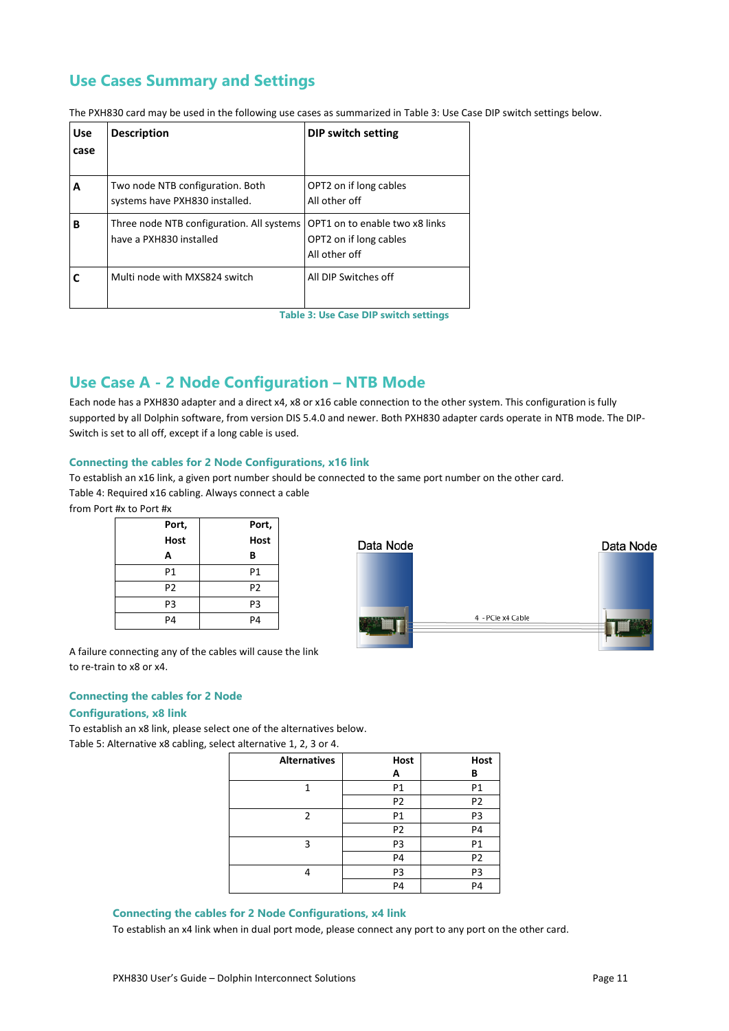## Use Cases Summary and Settings

The PXH830 card may be used in the following use cases as summarized in Table 3: Use Case DIP switch settings below.

| Use case | Description | DIP switch setting |
|---|---|---|
| **A** | Two node NTB configuration. Both systems have PXH830 installed. | OPT2 on if long cables<br>All other off |
| **B** | Three node NTB configuration. All systems have a PXH830 installed | OPT1 on to enable two x8 links<br>OPT2 on if long cables<br>All other off |
| **C** | Multi node with MXS824 switch | All DIP Switches off |

Table 3: Use Case DIP switch settings

## Use Case A - 2 Node Configuration – NTB Mode

Each node has a PXH830 adapter and a direct x4, x8 or x16 cable connection to the other system. This configuration is fully supported by all Dolphin software, from version DIS 5.4.0 and newer. Both PXH830 adapter cards operate in NTB mode. The DIP-Switch is set to all off, except if a long cable is used.

### Connecting the cables for 2 Node Configurations, x16 link

To establish an x16 link, a given port number should be connected to the same port number on the other card.

Table 4: Required x16 cabling. Always connect a cable from Port #x to Port #x

| Port, Host A | Port, Host B |
|---|---|
| P1 | P1 |
| P2 | P2 |
| P3 | P3 |
| P4 | P4 |

Data Node — 4 - PCIe x4 Cable — Data Node

A failure connecting any of the cables will cause the link to re-train to x8 or x4.

### Connecting the cables for 2 Node Configurations, x8 link

To establish an x8 link, please select one of the alternatives below.

Table 5: Alternative x8 cabling, select alternative 1, 2, 3 or 4.

| Alternatives | Host A | Host B |
|---|---|---|
| 1 | P1 | P1 |
| | P2 | P2 |
| 2 | P1 | P3 |
| | P2 | P4 |
| 3 | P3 | P1 |
| | P4 | P2 |
| 4 | P3 | P3 |
| | P4 | P4 |

### Connecting the cables for 2 Node Configurations, x4 link

To establish an x4 link when in dual port mode, please connect any port to any port on the other card.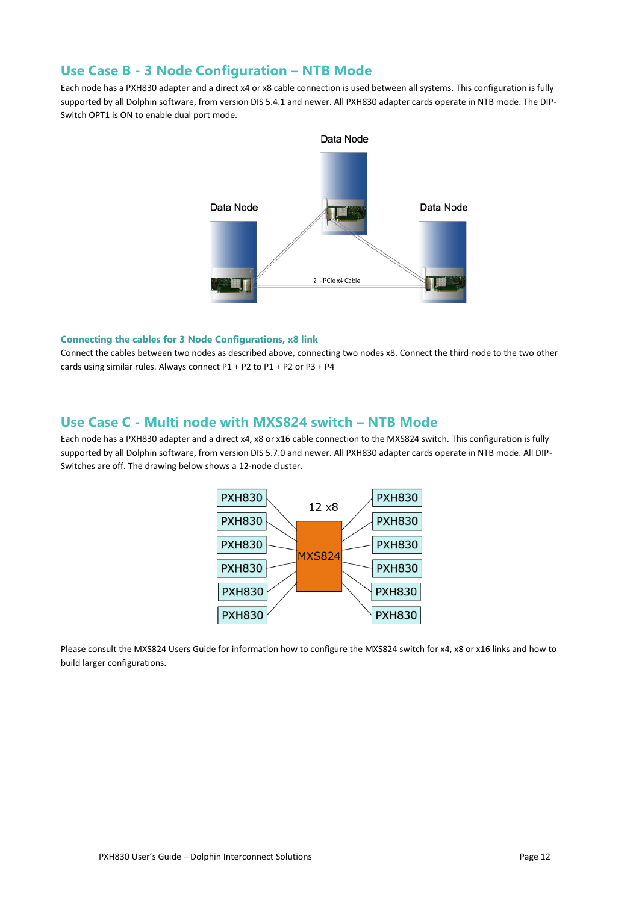## Use Case B - 3 Node Configuration – NTB Mode

Each node has a PXH830 adapter and a direct x4 or x8 cable connection is used between all systems. This configuration is fully supported by all Dolphin software, from version DIS 5.4.1 and newer. All PXH830 adapter cards operate in NTB mode. The DIP-Switch OPT1 is ON to enable dual port mode.

Data Node

Data Node

Data Node

2 - PCIe x4 Cable

### Connecting the cables for 3 Node Configurations, x8 link

Connect the cables between two nodes as described above, connecting two nodes x8. Connect the third node to the two other cards using similar rules. Always connect P1 + P2 to P1 + P2 or P3 + P4

## Use Case C - Multi node with MXS824 switch – NTB Mode

Each node has a PXH830 adapter and a direct x4, x8 or x16 cable connection to the MXS824 switch. This configuration is fully supported by all Dolphin software, from version DIS 5.7.0 and newer. All PXH830 adapter cards operate in NTB mode. All DIP-Switches are off. The drawing below shows a 12-node cluster.

12 x8

MXS824

PXH830 PXH830 PXH830 PXH830 PXH830 PXH830 PXH830 PXH830 PXH830 PXH830 PXH830 PXH830

Please consult the MXS824 Users Guide for information how to configure the MXS824 switch for x4, x8 or x16 links and how to build larger configurations.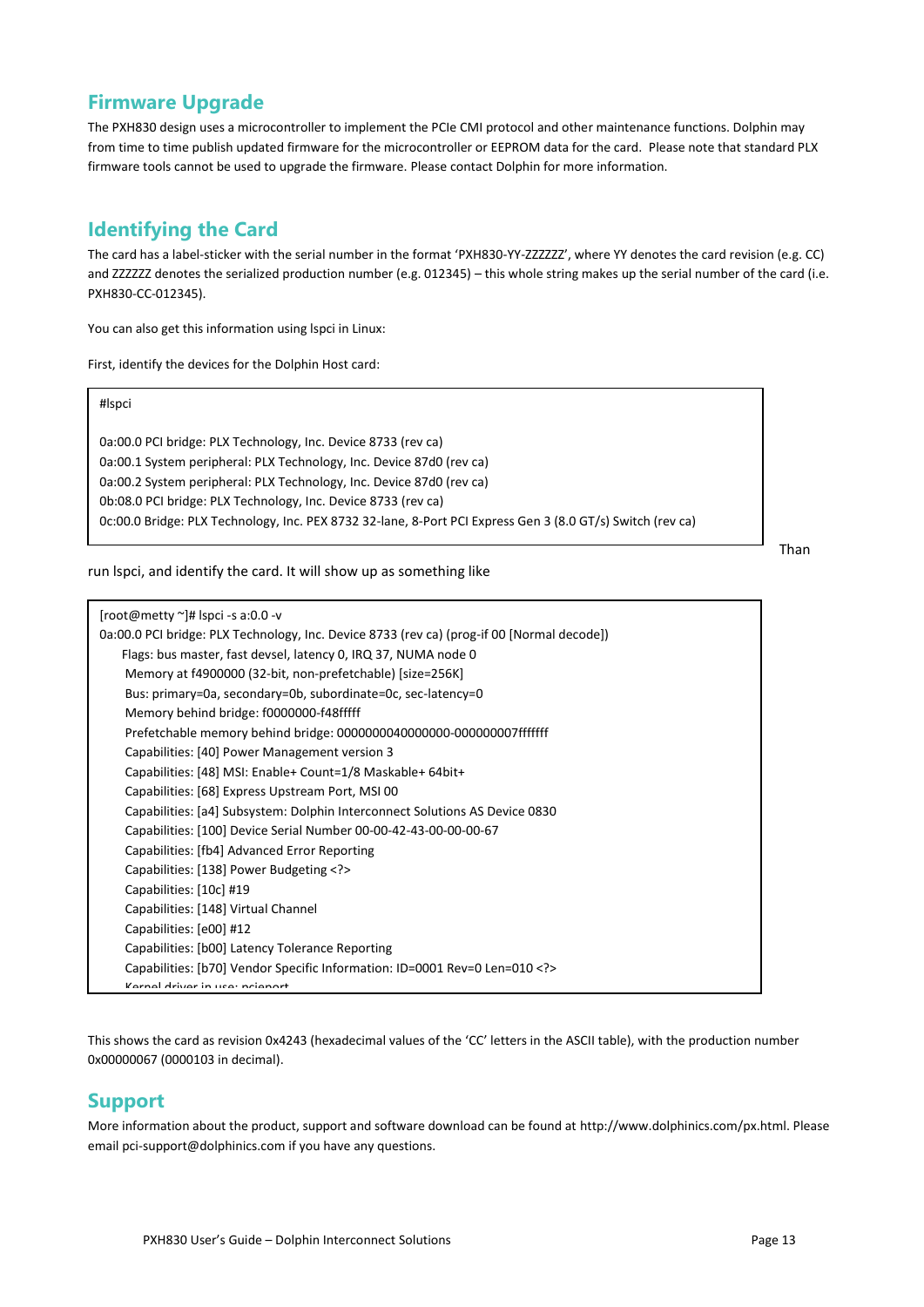## Firmware Upgrade

The PXH830 design uses a microcontroller to implement the PCIe CMI protocol and other maintenance functions. Dolphin may from time to time publish updated firmware for the microcontroller or EEPROM data for the card. Please note that standard PLX firmware tools cannot be used to upgrade the firmware. Please contact Dolphin for more information.

## Identifying the Card

The card has a label-sticker with the serial number in the format 'PXH830-YY-ZZZZZZ', where YY denotes the card revision (e.g. CC) and ZZZZZZ denotes the serialized production number (e.g. 012345) – this whole string makes up the serial number of the card (i.e. PXH830-CC-012345).

You can also get this information using lspci in Linux:

First, identify the devices for the Dolphin Host card:

```
#lspci

0a:00.0 PCI bridge: PLX Technology, Inc. Device 8733 (rev ca)
0a:00.1 System peripheral: PLX Technology, Inc. Device 87d0 (rev ca)
0a:00.2 System peripheral: PLX Technology, Inc. Device 87d0 (rev ca)
0b:08.0 PCI bridge: PLX Technology, Inc. Device 8733 (rev ca)
0c:00.0 Bridge: PLX Technology, Inc. PEX 8732 32-lane, 8-Port PCI Express Gen 3 (8.0 GT/s) Switch (rev ca)
```

Than run lspci, and identify the card. It will show up as something like

```
[root@metty ~]# lspci -s a:0.0 -v
0a:00.0 PCI bridge: PLX Technology, Inc. Device 8733 (rev ca) (prog-if 00 [Normal decode])
    Flags: bus master, fast devsel, latency 0, IRQ 37, NUMA node 0
    Memory at f4900000 (32-bit, non-prefetchable) [size=256K]
    Bus: primary=0a, secondary=0b, subordinate=0c, sec-latency=0
    Memory behind bridge: f0000000-f48fffff
    Prefetchable memory behind bridge: 0000000040000000-000000007fffffff
    Capabilities: [40] Power Management version 3
    Capabilities: [48] MSI: Enable+ Count=1/8 Maskable+ 64bit+
    Capabilities: [68] Express Upstream Port, MSI 00
    Capabilities: [a4] Subsystem: Dolphin Interconnect Solutions AS Device 0830
    Capabilities: [100] Device Serial Number 00-00-42-43-00-00-00-67
    Capabilities: [fb4] Advanced Error Reporting
    Capabilities: [138] Power Budgeting <?>
    Capabilities: [10c] #19
    Capabilities: [148] Virtual Channel
    Capabilities: [e00] #12
    Capabilities: [b00] Latency Tolerance Reporting
    Capabilities: [b70] Vendor Specific Information: ID=0001 Rev=0 Len=010 <?>
    Kernel driver in use: pcieport
```

This shows the card as revision 0x4243 (hexadecimal values of the 'CC' letters in the ASCII table), with the production number 0x00000067 (0000103 in decimal).

## Support

More information about the product, support and software download can be found at http://www.dolphinics.com/px.html. Please email pci-support@dolphinics.com if you have any questions.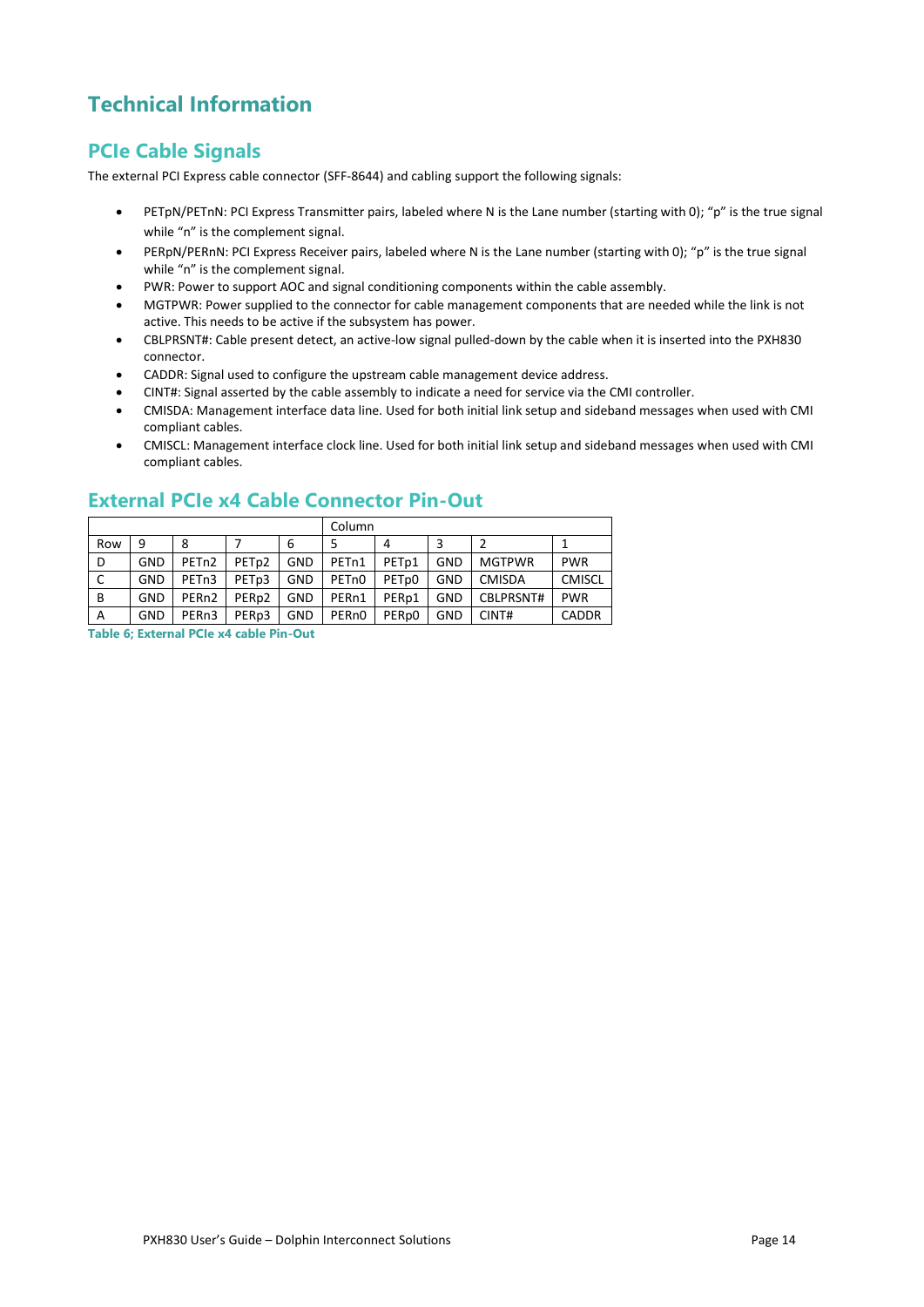# Technical Information

## PCIe Cable Signals

The external PCI Express cable connector (SFF-8644) and cabling support the following signals:

- PETpN/PETnN: PCI Express Transmitter pairs, labeled where N is the Lane number (starting with 0); “p” is the true signal while “n” is the complement signal.
- PERpN/PERnN: PCI Express Receiver pairs, labeled where N is the Lane number (starting with 0); “p” is the true signal while “n” is the complement signal.
- PWR: Power to support AOC and signal conditioning components within the cable assembly.
- MGTPWR: Power supplied to the connector for cable management components that are needed while the link is not active. This needs to be active if the subsystem has power.
- CBLPRSNT#: Cable present detect, an active-low signal pulled-down by the cable when it is inserted into the PXH830 connector.
- CADDR: Signal used to configure the upstream cable management device address.
- CINT#: Signal asserted by the cable assembly to indicate a need for service via the CMI controller.
- CMISDA: Management interface data line. Used for both initial link setup and sideband messages when used with CMI compliant cables.
- CMISCL: Management interface clock line. Used for both initial link setup and sideband messages when used with CMI compliant cables.

## External PCIe x4 Cable Connector Pin-Out

| | | | | | Column | | | | |
|---|---|---|---|---|---|---|---|---|---|
| Row | 9 | 8 | 7 | 6 | 5 | 4 | 3 | 2 | 1 |
| D | GND | PETn2 | PETp2 | GND | PETn1 | PETp1 | GND | MGTPWR | PWR |
| C | GND | PETn3 | PETp3 | GND | PETn0 | PETp0 | GND | CMISDA | CMISCL |
| B | GND | PERn2 | PERp2 | GND | PERn1 | PERp1 | GND | CBLPRSNT# | PWR |
| A | GND | PERn3 | PERp3 | GND | PERn0 | PERp0 | GND | CINT# | CADDR |

**Table 6; External PCIe x4 cable Pin-Out**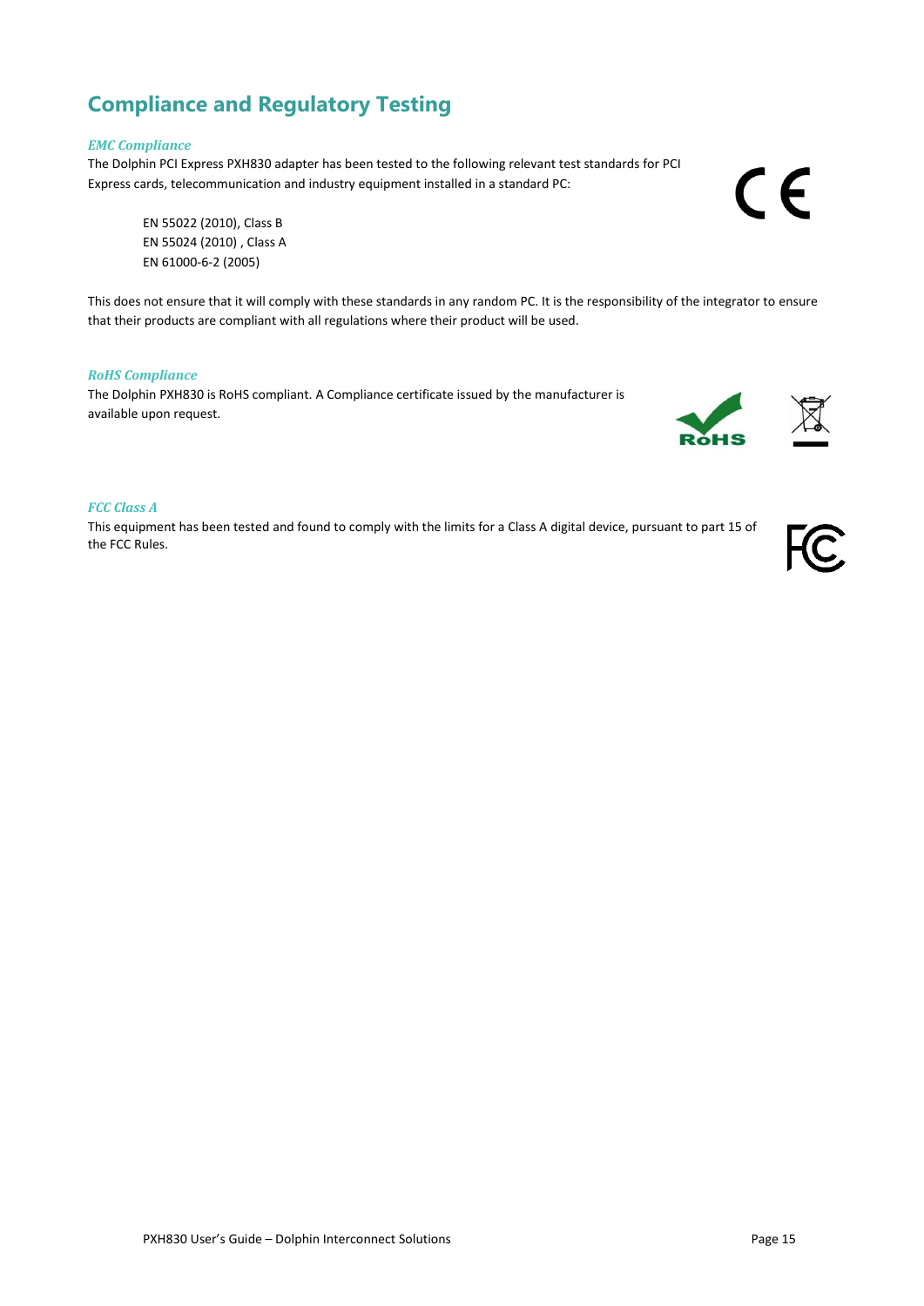## Compliance and Regulatory Testing

### *EMC Compliance*

The Dolphin PCI Express PXH830 adapter has been tested to the following relevant test standards for PCI Express cards, telecommunication and industry equipment installed in a standard PC:

EN 55022 (2010), Class B
EN 55024 (2010) , Class A
EN 61000-6-2 (2005)

This does not ensure that it will comply with these standards in any random PC. It is the responsibility of the integrator to ensure that their products are compliant with all regulations where their product will be used.

### *RoHS Compliance*

The Dolphin PXH830 is RoHS compliant. A Compliance certificate issued by the manufacturer is available upon request.

### *FCC Class A*

This equipment has been tested and found to comply with the limits for a Class A digital device, pursuant to part 15 of the FCC Rules.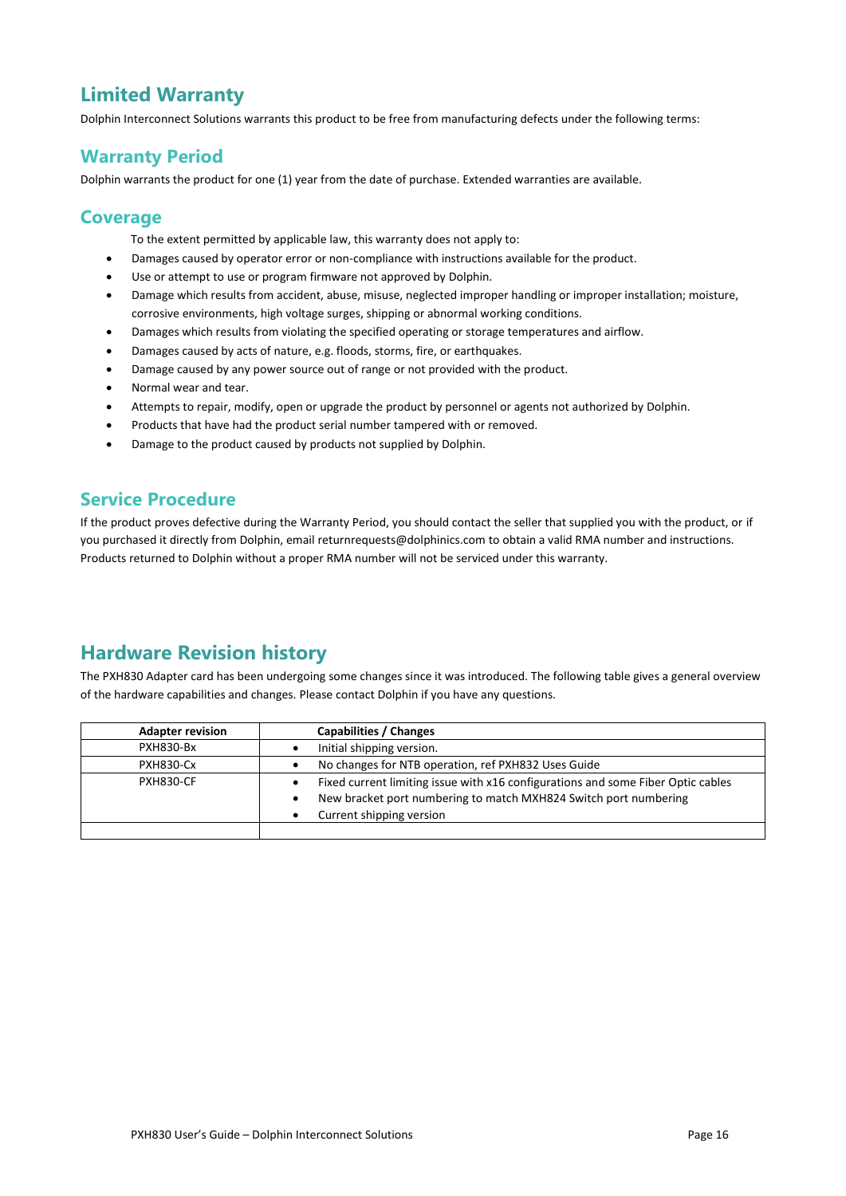## Limited Warranty

Dolphin Interconnect Solutions warrants this product to be free from manufacturing defects under the following terms:

### Warranty Period

Dolphin warrants the product for one (1) year from the date of purchase. Extended warranties are available.

### Coverage

To the extent permitted by applicable law, this warranty does not apply to:

- Damages caused by operator error or non-compliance with instructions available for the product.
- Use or attempt to use or program firmware not approved by Dolphin.
- Damage which results from accident, abuse, misuse, neglected improper handling or improper installation; moisture, corrosive environments, high voltage surges, shipping or abnormal working conditions.
- Damages which results from violating the specified operating or storage temperatures and airflow.
- Damages caused by acts of nature, e.g. floods, storms, fire, or earthquakes.
- Damage caused by any power source out of range or not provided with the product.
- Normal wear and tear.
- Attempts to repair, modify, open or upgrade the product by personnel or agents not authorized by Dolphin.
- Products that have had the product serial number tampered with or removed.
- Damage to the product caused by products not supplied by Dolphin.

### Service Procedure

If the product proves defective during the Warranty Period, you should contact the seller that supplied you with the product, or if you purchased it directly from Dolphin, email returnrequests@dolphinics.com to obtain a valid RMA number and instructions. Products returned to Dolphin without a proper RMA number will not be serviced under this warranty.

## Hardware Revision history

The PXH830 Adapter card has been undergoing some changes since it was introduced. The following table gives a general overview of the hardware capabilities and changes. Please contact Dolphin if you have any questions.

| Adapter revision | Capabilities / Changes |
|---|---|
| PXH830-Bx | • Initial shipping version. |
| PXH830-Cx | • No changes for NTB operation, ref PXH832 Uses Guide |
| PXH830-CF | • Fixed current limiting issue with x16 configurations and some Fiber Optic cables<br>• New bracket port numbering to match MXH824 Switch port numbering<br>• Current shipping version |
| | |